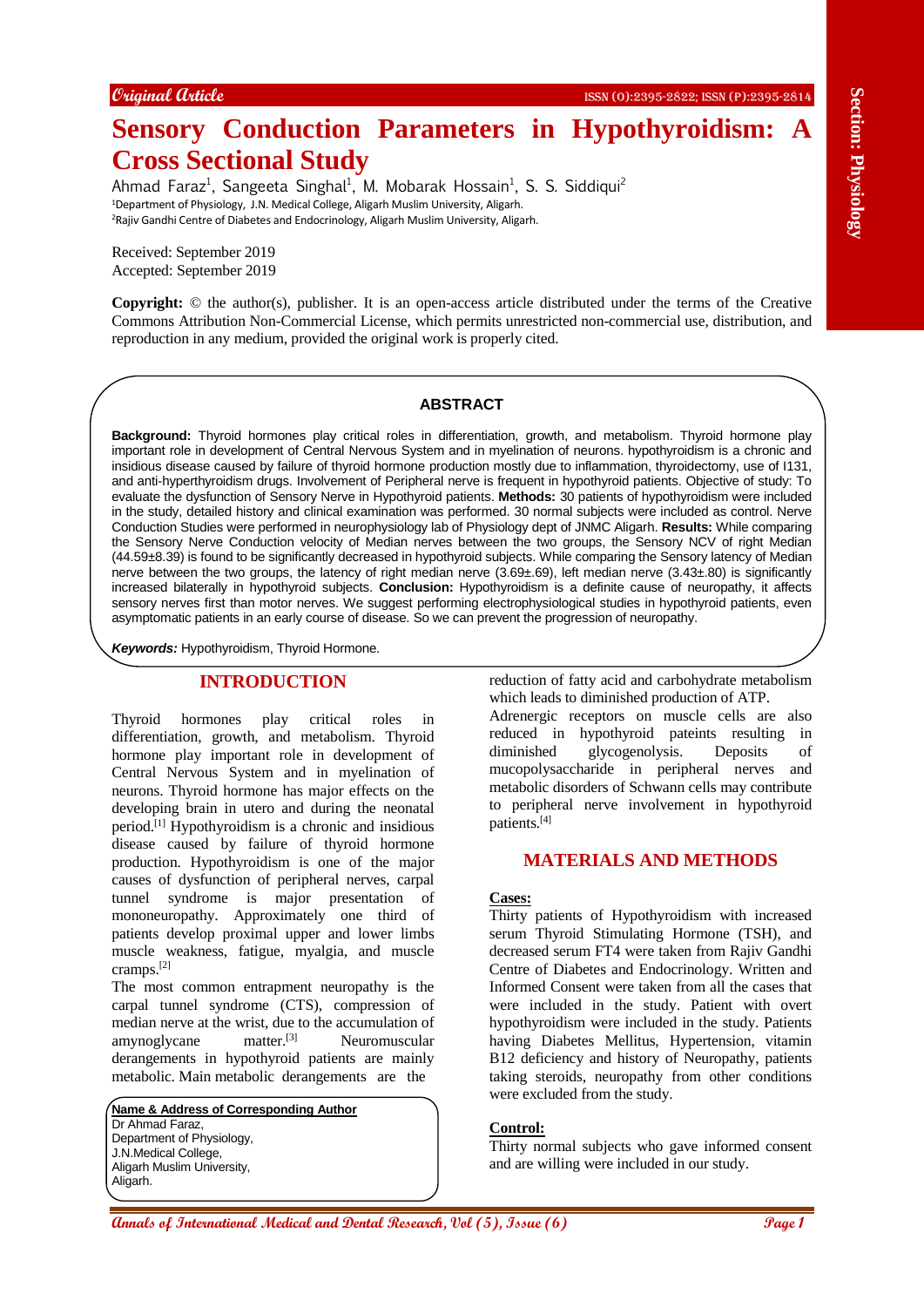Original Article

# Sensory Conduction Parameters in Hypothyroidism: A Cross Sectional Study

Ahmad Faraz[1], Sangeeta Singhal[1], M. Mobarak Hossain[1], S. S. Siddiqui[2]

[1]Department of Physiology, J.N. Medical College, Aligarh Muslim University, Aligarh.
[2]Rajiv Gandhi Centre of Diabetes and Endocrinology, Aligarh Muslim University, Aligarh.

Received: September 2019
Accepted: September 2019

**Copyright:** © the author(s), publisher. It is an open-access article distributed under the terms of the Creative Commons Attribution Non-Commercial License, which permits unrestricted non-commercial use, distribution, and reproduction in any medium, provided the original work is properly cited.

## ABSTRACT

**Background:** Thyroid hormones play critical roles in differentiation, growth, and metabolism. Thyroid hormone play important role in development of Central Nervous System and in myelination of neurons. hypothyroidism is a chronic and insidious disease caused by failure of thyroid hormone production mostly due to inflammation, thyroidectomy, use of I131, and anti-hyperthyroidism drugs. Involvement of Peripheral nerve is frequent in hypothyroid patients. Objective of study: To evaluate the dysfunction of Sensory Nerve in Hypothyroid patients. **Methods:** 30 patients of hypothyroidism were included in the study, detailed history and clinical examination was performed. 30 normal subjects were included as control. Nerve Conduction Studies were performed in neurophysiology lab of Physiology dept of JNMC Aligarh. **Results:** While comparing the Sensory Nerve Conduction velocity of Median nerves between the two groups, the Sensory NCV of right Median (44.59±8.39) is found to be significantly decreased in hypothyroid subjects. While comparing the Sensory latency of Median nerve between the two groups, the latency of right median nerve (3.69±.69), left median nerve (3.43±.80) is significantly increased bilaterally in hypothyroid subjects. **Conclusion:** Hypothyroidism is a definite cause of neuropathy, it affects sensory nerves first than motor nerves. We suggest performing electrophysiological studies in hypothyroid patients, even asymptomatic patients in an early course of disease. So we can prevent the progression of neuropathy.

***Keywords:*** Hypothyroidism, Thyroid Hormone.

## INTRODUCTION

Thyroid hormones play critical roles in differentiation, growth, and metabolism. Thyroid hormone play important role in development of Central Nervous System and in myelination of neurons. Thyroid hormone has major effects on the developing brain in utero and during the neonatal period.[1] Hypothyroidism is a chronic and insidious disease caused by failure of thyroid hormone production. Hypothyroidism is one of the major causes of dysfunction of peripheral nerves, carpal tunnel syndrome is major presentation of mononeuropathy. Approximately one third of patients develop proximal upper and lower limbs muscle weakness, fatigue, myalgia, and muscle cramps.[2]

The most common entrapment neuropathy is the carpal tunnel syndrome (CTS), compression of median nerve at the wrist, due to the accumulation of amynoglycane matter.[3] Neuromuscular derangements in hypothyroid patients are mainly metabolic. Main metabolic derangements are the reduction of fatty acid and carbohydrate metabolism which leads to diminished production of ATP.

Adrenergic receptors on muscle cells are also reduced in hypothyroid pateints resulting in diminished glycogenolysis. Deposits of mucopolysaccharide in peripheral nerves and metabolic disorders of Schwann cells may contribute to peripheral nerve involvement in hypothyroid patients.[4]

**Name & Address of Corresponding Author**
Dr Ahmad Faraz,
Department of Physiology,
J.N.Medical College,
Aligarh Muslim University,
Aligarh.

## MATERIALS AND METHODS

**Cases:**

Thirty patients of Hypothyroidism with increased serum Thyroid Stimulating Hormone (TSH), and decreased serum FT4 were taken from Rajiv Gandhi Centre of Diabetes and Endocrinology. Written and Informed Consent were taken from all the cases that were included in the study. Patient with overt hypothyroidism were included in the study. Patients having Diabetes Mellitus, Hypertension, vitamin B12 deficiency and history of Neuropathy, patients taking steroids, neuropathy from other conditions were excluded from the study.

**Control:**

Thirty normal subjects who gave informed consent and are willing were included in our study.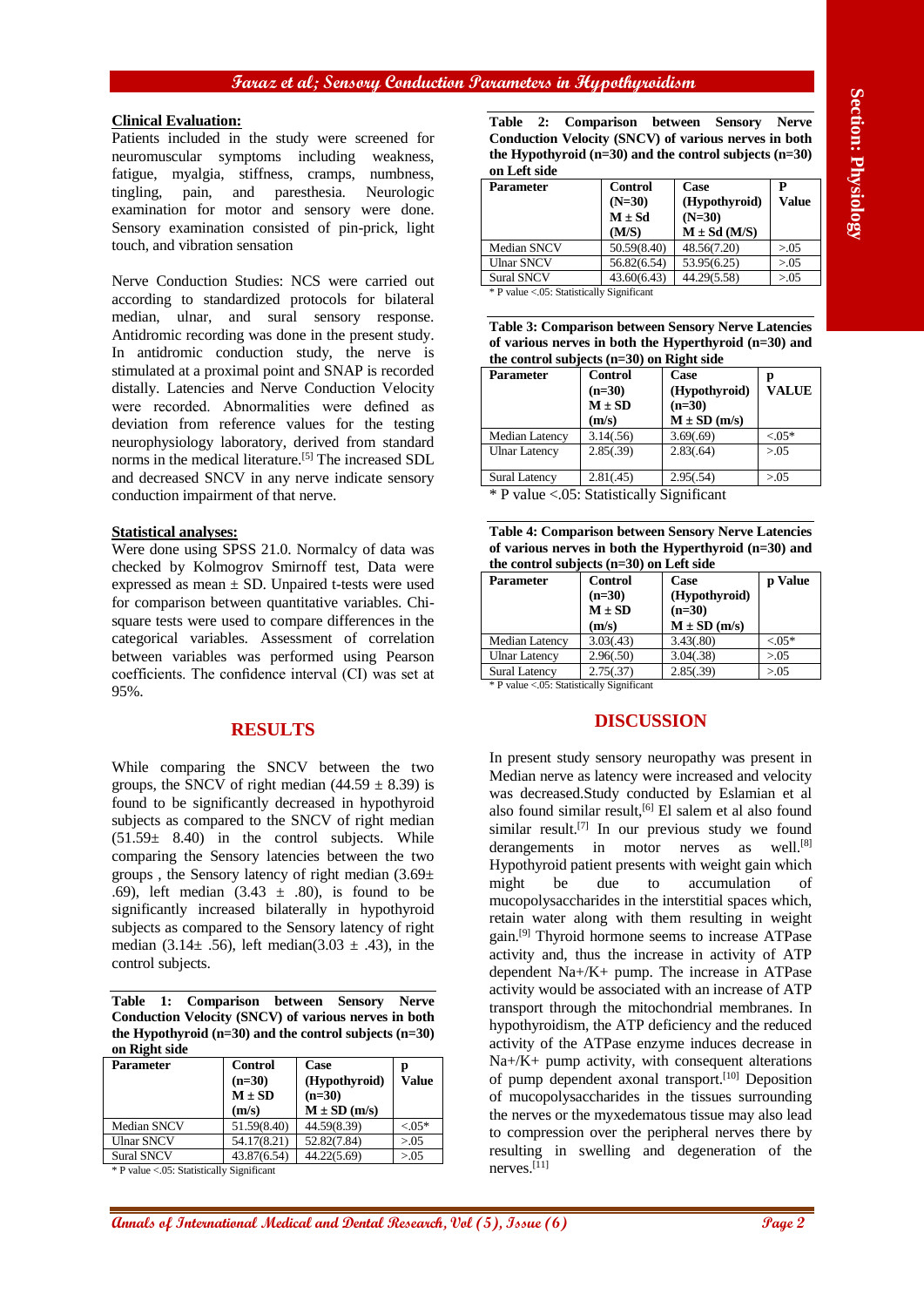**Clinical Evaluation:**

Patients included in the study were screened for neuromuscular symptoms including weakness, fatigue, myalgia, stiffness, cramps, numbness, tingling, pain, and paresthesia. Neurologic examination for motor and sensory were done. Sensory examination consisted of pin-prick, light touch, and vibration sensation

Nerve Conduction Studies: NCS were carried out according to standardized protocols for bilateral median, ulnar, and sural sensory response. Antidromic recording was done in the present study. In antidromic conduction study, the nerve is stimulated at a proximal point and SNAP is recorded distally. Latencies and Nerve Conduction Velocity were recorded. Abnormalities were defined as deviation from reference values for the testing neurophysiology laboratory, derived from standard norms in the medical literature.[5] The increased SDL and decreased SNCV in any nerve indicate sensory conduction impairment of that nerve.

**Statistical analyses:**

Were done using SPSS 21.0. Normalcy of data was checked by Kolmogrov Smirnoff test, Data were expressed as mean ± SD. Unpaired t-tests were used for comparison between quantitative variables. Chi-square tests were used to compare differences in the categorical variables. Assessment of correlation between variables was performed using Pearson coefficients. The confidence interval (CI) was set at 95%.

## RESULTS

While comparing the SNCV between the two groups, the SNCV of right median (44.59 ± 8.39) is found to be significantly decreased in hypothyroid subjects as compared to the SNCV of right median (51.59± 8.40) in the control subjects. While comparing the Sensory latencies between the two groups , the Sensory latency of right median (3.69± .69), left median (3.43 ± .80), is found to be significantly increased bilaterally in hypothyroid subjects as compared to the Sensory latency of right median (3.14± .56), left median(3.03 ± .43), in the control subjects.

**Table 1: Comparison between Sensory Nerve Conduction Velocity (SNCV) of various nerves in both the Hypothyroid (n=30) and the control subjects (n=30) on Right side**

| Parameter | Control (n=30) M ± SD (m/s) | Case (Hypothyroid) (n=30) M ± SD (m/s) | p Value |
|---|---|---|---|
| Median SNCV | 51.59(8.40) | 44.59(8.39) | <.05* |
| Ulnar SNCV | 54.17(8.21) | 52.82(7.84) | >.05 |
| Sural SNCV | 43.87(6.54) | 44.22(5.69) | >.05 |

* P value <.05: Statistically Significant

**Table 2: Comparison between Sensory Nerve Conduction Velocity (SNCV) of various nerves in both the Hypothyroid (n=30) and the control subjects (n=30) on Left side**

| Parameter | Control (N=30) M ± Sd (M/S) | Case (Hypothyroid) (N=30) M ± Sd (M/S) | P Value |
|---|---|---|---|
| Median SNCV | 50.59(8.40) | 48.56(7.20) | >.05 |
| Ulnar SNCV | 56.82(6.54) | 53.95(6.25) | >.05 |
| Sural SNCV | 43.60(6.43) | 44.29(5.58) | >.05 |

* P value <.05: Statistically Significant

**Table 3: Comparison between Sensory Nerve Latencies of various nerves in both the Hyperthyroid (n=30) and the control subjects (n=30) on Right side**

| Parameter | Control (n=30) M ± SD (m/s) | Case (Hypothyroid) (n=30) M ± SD (m/s) | p VALUE |
|---|---|---|---|
| Median Latency | 3.14(.56) | 3.69(.69) | <.05* |
| Ulnar Latency | 2.85(.39) | 2.83(.64) | >.05 |
| Sural Latency | 2.81(.45) | 2.95(.54) | >.05 |

* P value <.05: Statistically Significant

**Table 4: Comparison between Sensory Nerve Latencies of various nerves in both the Hyperthyroid (n=30) and the control subjects (n=30) on Left side**

| Parameter | Control (n=30) M ± SD (m/s) | Case (Hypothyroid) (n=30) M ± SD (m/s) | p Value |
|---|---|---|---|
| Median Latency | 3.03(.43) | 3.43(.80) | <.05* |
| Ulnar Latency | 2.96(.50) | 3.04(.38) | >.05 |
| Sural Latency | 2.75(.37) | 2.85(.39) | >.05 |

* P value <.05: Statistically Significant

## DISCUSSION

In present study sensory neuropathy was present in Median nerve as latency were increased and velocity was decreased.Study conducted by Eslamian et al also found similar result,[6] El salem et al also found similar result.[7] In our previous study we found derangements in motor nerves as well.[8] Hypothyroid patient presents with weight gain which might be due to accumulation of mucopolysaccharides in the interstitial spaces which, retain water along with them resulting in weight gain.[9] Thyroid hormone seems to increase ATPase activity and, thus the increase in activity of ATP dependent Na+/K+ pump. The increase in ATPase activity would be associated with an increase of ATP transport through the mitochondrial membranes. In hypothyroidism, the ATP deficiency and the reduced activity of the ATPase enzyme induces decrease in Na+/K+ pump activity, with consequent alterations of pump dependent axonal transport.[10] Deposition of mucopolysaccharides in the tissues surrounding the nerves or the myxedematous tissue may also lead to compression over the peripheral nerves there by resulting in swelling and degeneration of the nerves.[11]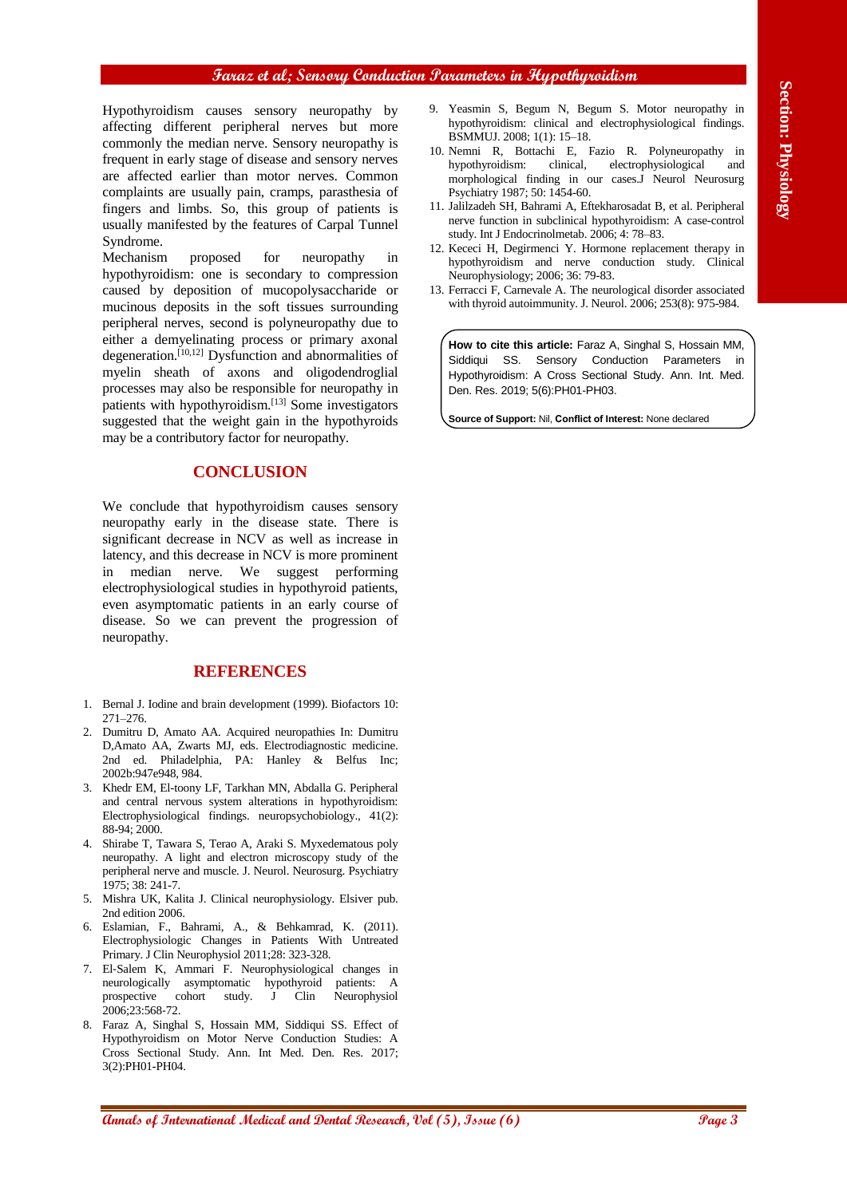Hypothyroidism causes sensory neuropathy by affecting different peripheral nerves but more commonly the median nerve. Sensory neuropathy is frequent in early stage of disease and sensory nerves are affected earlier than motor nerves. Common complaints are usually pain, cramps, parasthesia of fingers and limbs. So, this group of patients is usually manifested by the features of Carpal Tunnel Syndrome.

Mechanism proposed for neuropathy in hypothyroidism: one is secondary to compression caused by deposition of mucopolysaccharide or mucinous deposits in the soft tissues surrounding peripheral nerves, second is polyneuropathy due to either a demyelinating process or primary axonal degeneration.[10,12] Dysfunction and abnormalities of myelin sheath of axons and oligodendroglial processes may also be responsible for neuropathy in patients with hypothyroidism.[13] Some investigators suggested that the weight gain in the hypothyroids may be a contributory factor for neuropathy.

## CONCLUSION

We conclude that hypothyroidism causes sensory neuropathy early in the disease state. There is significant decrease in NCV as well as increase in latency, and this decrease in NCV is more prominent in median nerve. We suggest performing electrophysiological studies in hypothyroid patients, even asymptomatic patients in an early course of disease. So we can prevent the progression of neuropathy.

## REFERENCES

1. Bernal J. Iodine and brain development (1999). Biofactors 10: 271–276.
2. Dumitru D, Amato AA. Acquired neuropathies In: Dumitru D,Amato AA, Zwarts MJ, eds. Electrodiagnostic medicine. 2nd ed. Philadelphia, PA: Hanley & Belfus Inc; 2002b:947e948, 984.
3. Khedr EM, El-toony LF, Tarkhan MN, Abdalla G. Peripheral and central nervous system alterations in hypothyroidism: Electrophysiological findings. neuropsychobiology., 41(2): 88-94; 2000.
4. Shirabe T, Tawara S, Terao A, Araki S. Myxedematous poly neuropathy. A light and electron microscopy study of the peripheral nerve and muscle. J. Neurol. Neurosurg. Psychiatry 1975; 38: 241-7.
5. Mishra UK, Kalita J. Clinical neurophysiology. Elsiver pub. 2nd edition 2006.
6. Eslamian, F., Bahrami, A., & Behkamrad, K. (2011). Electrophysiologic Changes in Patients With Untreated Primary. J Clin Neurophysiol 2011;28: 323-328.
7. El-Salem K, Ammari F. Neurophysiological changes in neurologically asymptomatic hypothyroid patients: A prospective cohort study. J Clin Neurophysiol 2006;23:568-72.
8. Faraz A, Singhal S, Hossain MM, Siddiqui SS. Effect of Hypothyroidism on Motor Nerve Conduction Studies: A Cross Sectional Study. Ann. Int Med. Den. Res. 2017; 3(2):PH01-PH04.
9. Yeasmin S, Begum N, Begum S. Motor neuropathy in hypothyroidism: clinical and electrophysiological findings. BSMMUJ. 2008; 1(1): 15–18.
10. Nemni R, Bottachi E, Fazio R. Polyneuropathy in hypothyroidism: clinical, electrophysiological and morphological finding in our cases.J Neurol Neurosurg Psychiatry 1987; 50: 1454-60.
11. Jalilzadeh SH, Bahrami A, Eftekharosadat B, et al. Peripheral nerve function in subclinical hypothyroidism: A case-control study. Int J Endocrinolmetab. 2006; 4: 78–83.
12. Kececi H, Degirmenci Y. Hormone replacement therapy in hypothyroidism and nerve conduction study. Clinical Neurophysiology; 2006; 36: 79-83.
13. Ferracci F, Carnevale A. The neurological disorder associated with thyroid autoimmunity. J. Neurol. 2006; 253(8): 975-984.

**How to cite this article:** Faraz A, Singhal S, Hossain MM, Siddiqui SS. Sensory Conduction Parameters in Hypothyroidism: A Cross Sectional Study. Ann. Int. Med. Den. Res. 2019; 5(6):PH01-PH03.

**Source of Support:** Nil, **Conflict of Interest:** None declared